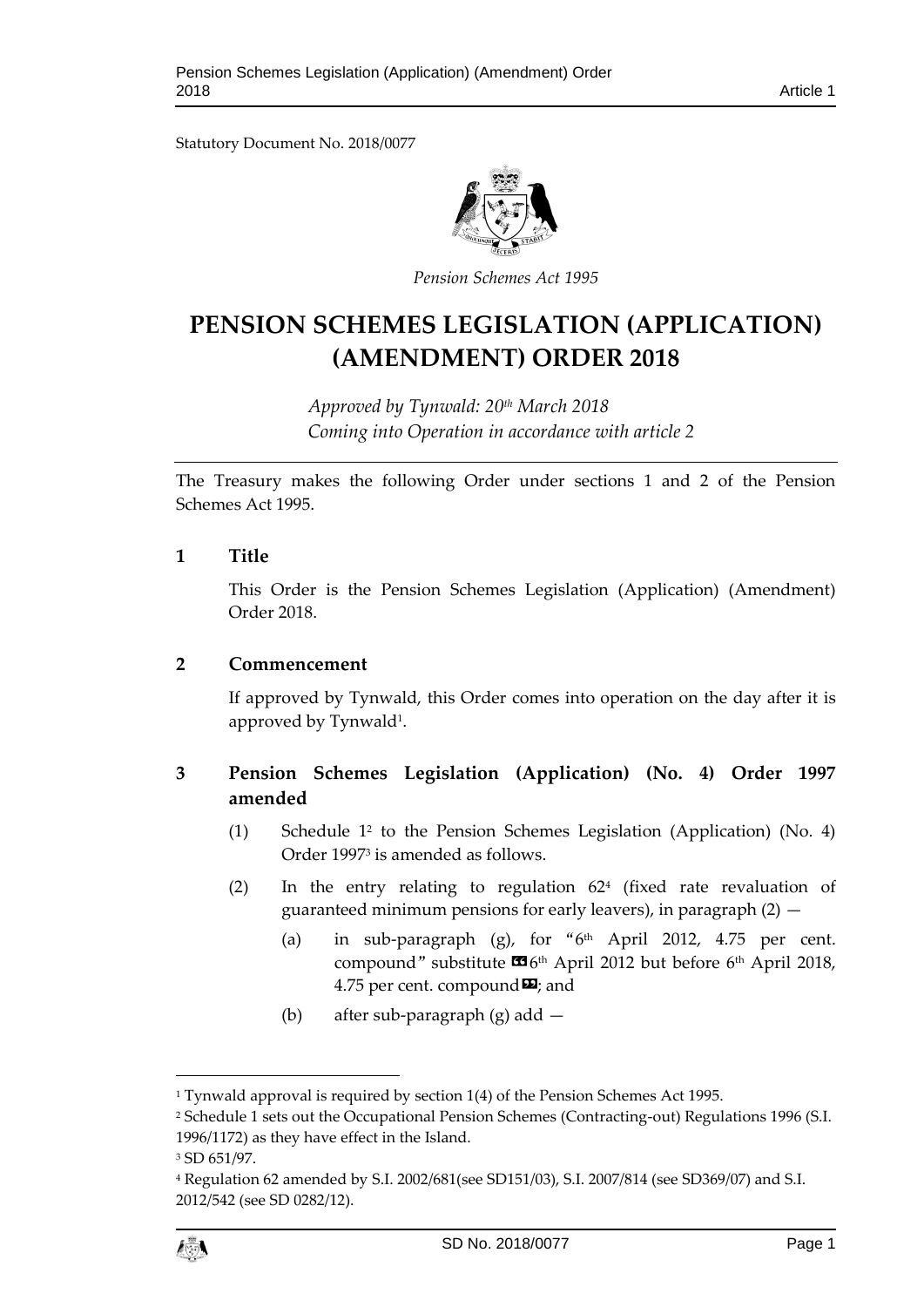Statutory Document No. 2018/0077

*Pension Schemes Act 1995*

# PENSION SCHEMES LEGISLATION (APPLICATION) (AMENDMENT) ORDER 2018

*Approved by Tynwald: 20th March 2018*
*Coming into Operation in accordance with article 2*

The Treasury makes the following Order under sections 1 and 2 of the Pension Schemes Act 1995.

## 1 Title

This Order is the Pension Schemes Legislation (Application) (Amendment) Order 2018.

## 2 Commencement

If approved by Tynwald, this Order comes into operation on the day after it is approved by Tynwald[1].

## 3 Pension Schemes Legislation (Application) (No. 4) Order 1997 amended

(1) Schedule 1[2] to the Pension Schemes Legislation (Application) (No. 4) Order 1997[3] is amended as follows.

(2) In the entry relating to regulation 62[4] (fixed rate revaluation of guaranteed minimum pensions for early leavers), in paragraph (2) —

(a) in sub-paragraph (g), for "6th April 2012, 4.75 per cent. compound" substitute «6th April 2012 but before 6th April 2018, 4.75 per cent. compound»; and

(b) after sub-paragraph (g) add —

---

[1] Tynwald approval is required by section 1(4) of the Pension Schemes Act 1995.

[2] Schedule 1 sets out the Occupational Pension Schemes (Contracting-out) Regulations 1996 (S.I. 1996/1172) as they have effect in the Island.

[3] SD 651/97.

[4] Regulation 62 amended by S.I. 2002/681(see SD151/03), S.I. 2007/814 (see SD369/07) and S.I. 2012/542 (see SD 0282/12).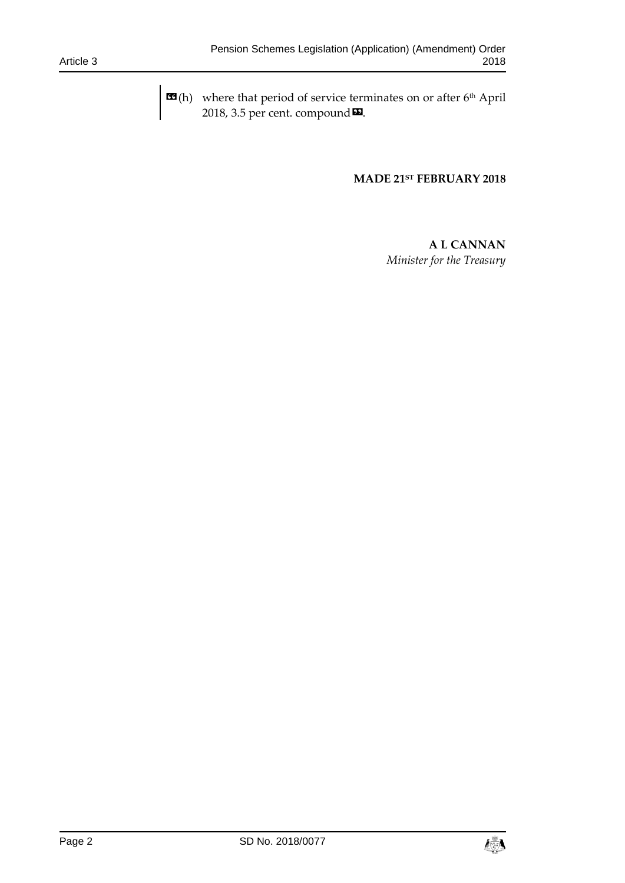«(h) where that period of service terminates on or after 6th April 2018, 3.5 per cent. compound».

**MADE 21ST FEBRUARY 2018**

**A L CANNAN**
*Minister for the Treasury*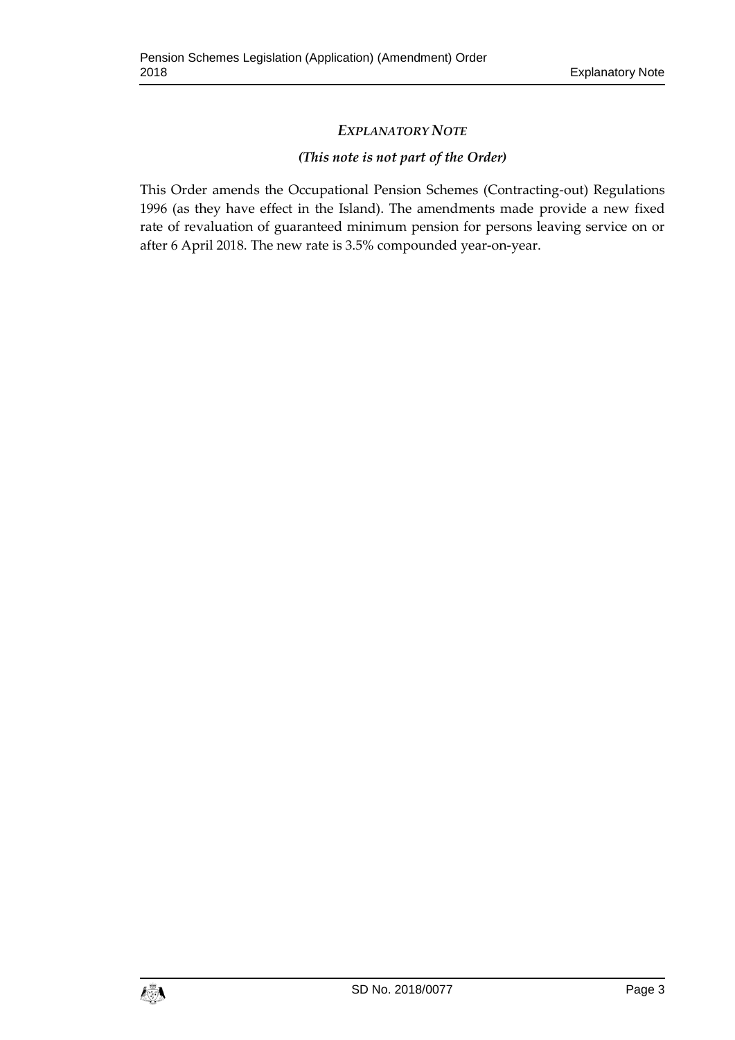## *EXPLANATORY NOTE*

***(This note is not part of the Order)***

This Order amends the Occupational Pension Schemes (Contracting-out) Regulations 1996 (as they have effect in the Island). The amendments made provide a new fixed rate of revaluation of guaranteed minimum pension for persons leaving service on or after 6 April 2018. The new rate is 3.5% compounded year-on-year.